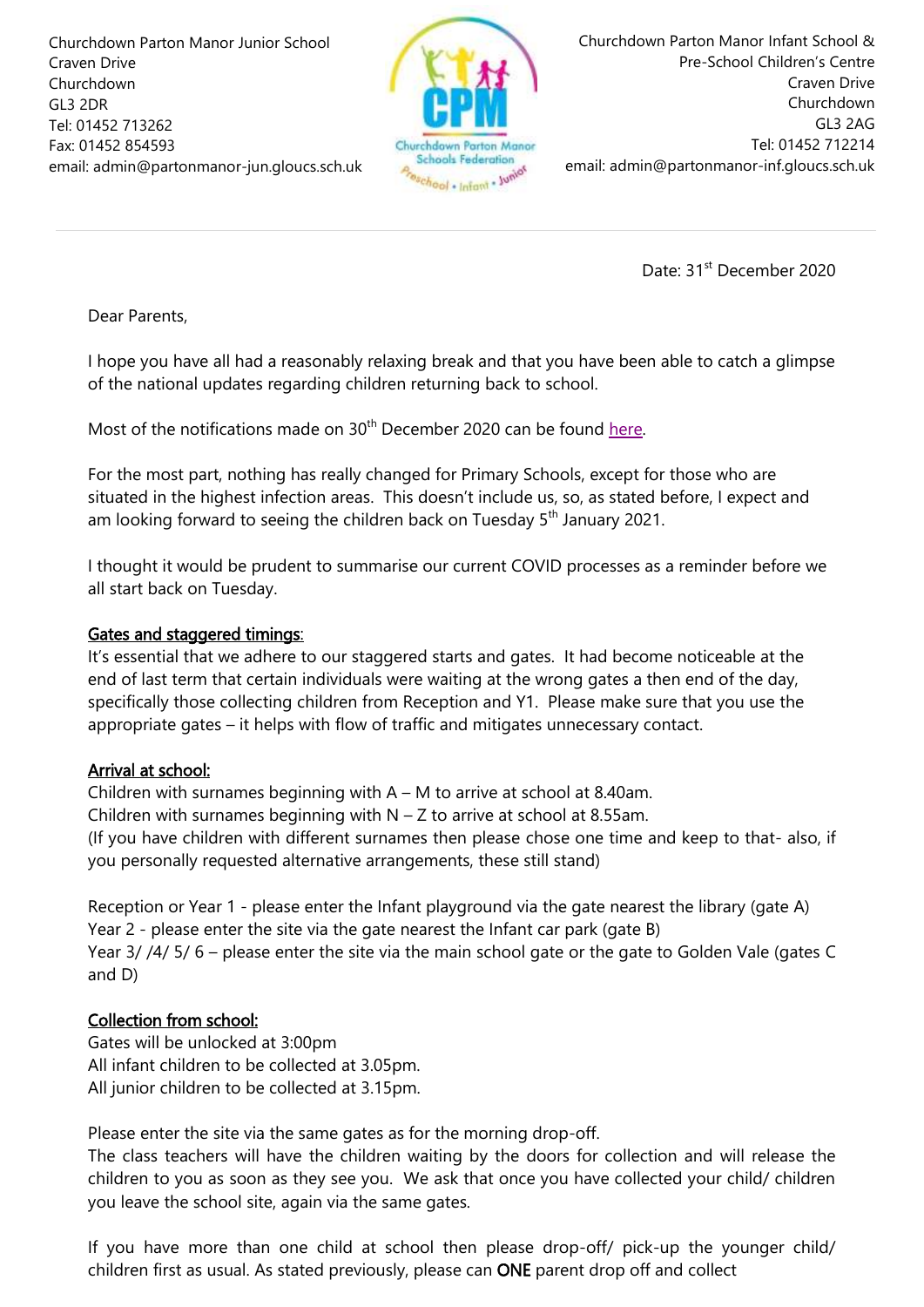Churchdown Parton Manor Junior School
Craven Drive
Churchdown
GL3 2DR
Tel: 01452 713262
Fax: 01452 854593
email: admin@partonmanor-jun.gloucs.sch.uk

Churchdown Parton Manor Infant School &
Pre-School Children's Centre
Craven Drive
Churchdown
GL3 2AG
Tel: 01452 712214
email: admin@partonmanor-inf.gloucs.sch.uk

Date: 31st December 2020

Dear Parents,

I hope you have all had a reasonably relaxing break and that you have been able to catch a glimpse of the national updates regarding children returning back to school.

Most of the notifications made on 30th December 2020 can be found here.

For the most part, nothing has really changed for Primary Schools, except for those who are situated in the highest infection areas. This doesn't include us, so, as stated before, I expect and am looking forward to seeing the children back on Tuesday 5th January 2021.

I thought it would be prudent to summarise our current COVID processes as a reminder before we all start back on Tuesday.

**Gates and staggered timings:**

It's essential that we adhere to our staggered starts and gates. It had become noticeable at the end of last term that certain individuals were waiting at the wrong gates a then end of the day, specifically those collecting children from Reception and Y1. Please make sure that you use the appropriate gates – it helps with flow of traffic and mitigates unnecessary contact.

**Arrival at school:**

Children with surnames beginning with A – M to arrive at school at 8.40am.
Children with surnames beginning with N – Z to arrive at school at 8.55am.
(If you have children with different surnames then please chose one time and keep to that- also, if you personally requested alternative arrangements, these still stand)

Reception or Year 1 - please enter the Infant playground via the gate nearest the library (gate A)
Year 2 - please enter the site via the gate nearest the Infant car park (gate B)
Year 3/ /4/ 5/ 6 – please enter the site via the main school gate or the gate to Golden Vale (gates C and D)

**Collection from school:**

Gates will be unlocked at 3:00pm
All infant children to be collected at 3.05pm.
All junior children to be collected at 3.15pm.

Please enter the site via the same gates as for the morning drop-off.
The class teachers will have the children waiting by the doors for collection and will release the children to you as soon as they see you. We ask that once you have collected your child/ children you leave the school site, again via the same gates.

If you have more than one child at school then please drop-off/ pick-up the younger child/ children first as usual. As stated previously, please can **ONE** parent drop off and collect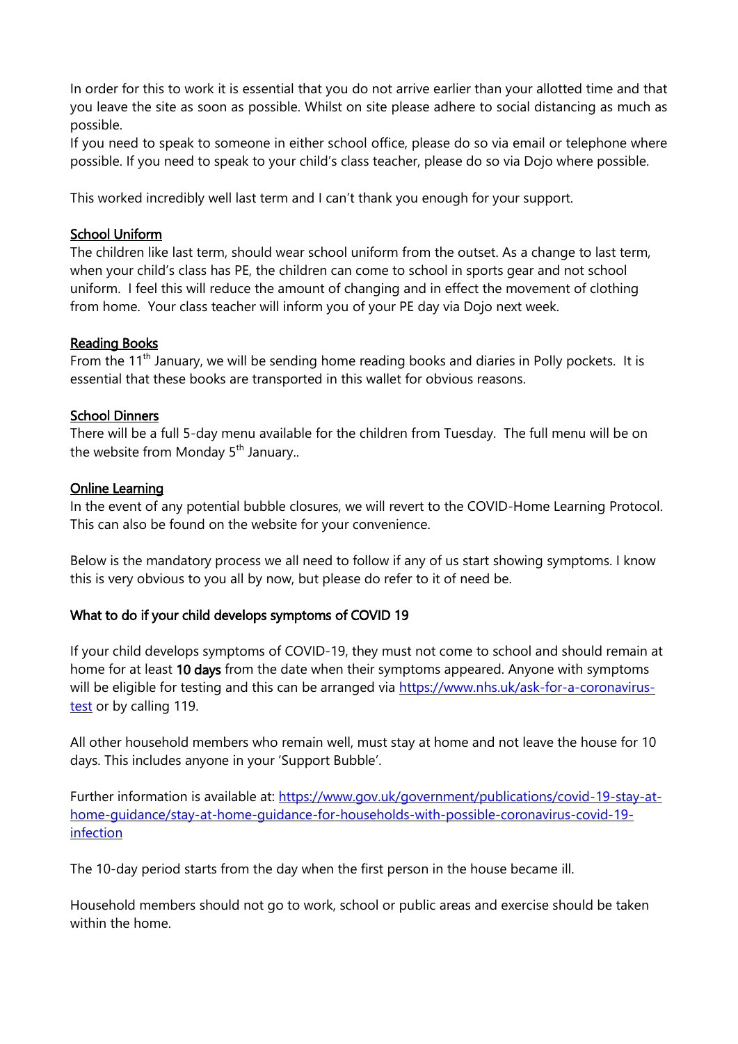In order for this to work it is essential that you do not arrive earlier than your allotted time and that you leave the site as soon as possible. Whilst on site please adhere to social distancing as much as possible.
If you need to speak to someone in either school office, please do so via email or telephone where possible. If you need to speak to your child's class teacher, please do so via Dojo where possible.

This worked incredibly well last term and I can't thank you enough for your support.

### School Uniform

The children like last term, should wear school uniform from the outset. As a change to last term, when your child's class has PE, the children can come to school in sports gear and not school uniform. I feel this will reduce the amount of changing and in effect the movement of clothing from home. Your class teacher will inform you of your PE day via Dojo next week.

### Reading Books

From the 11th January, we will be sending home reading books and diaries in Polly pockets. It is essential that these books are transported in this wallet for obvious reasons.

### School Dinners

There will be a full 5-day menu available for the children from Tuesday. The full menu will be on the website from Monday 5th January..

### Online Learning

In the event of any potential bubble closures, we will revert to the COVID-Home Learning Protocol. This can also be found on the website for your convenience.

Below is the mandatory process we all need to follow if any of us start showing symptoms. I know this is very obvious to you all by now, but please do refer to it of need be.

### What to do if your child develops symptoms of COVID 19

If your child develops symptoms of COVID-19, they must not come to school and should remain at home for at least **10 days** from the date when their symptoms appeared. Anyone with symptoms will be eligible for testing and this can be arranged via https://www.nhs.uk/ask-for-a-coronavirus-test or by calling 119.

All other household members who remain well, must stay at home and not leave the house for 10 days. This includes anyone in your 'Support Bubble'.

Further information is available at: https://www.gov.uk/government/publications/covid-19-stay-at-home-guidance/stay-at-home-guidance-for-households-with-possible-coronavirus-covid-19-infection

The 10-day period starts from the day when the first person in the house became ill.

Household members should not go to work, school or public areas and exercise should be taken within the home.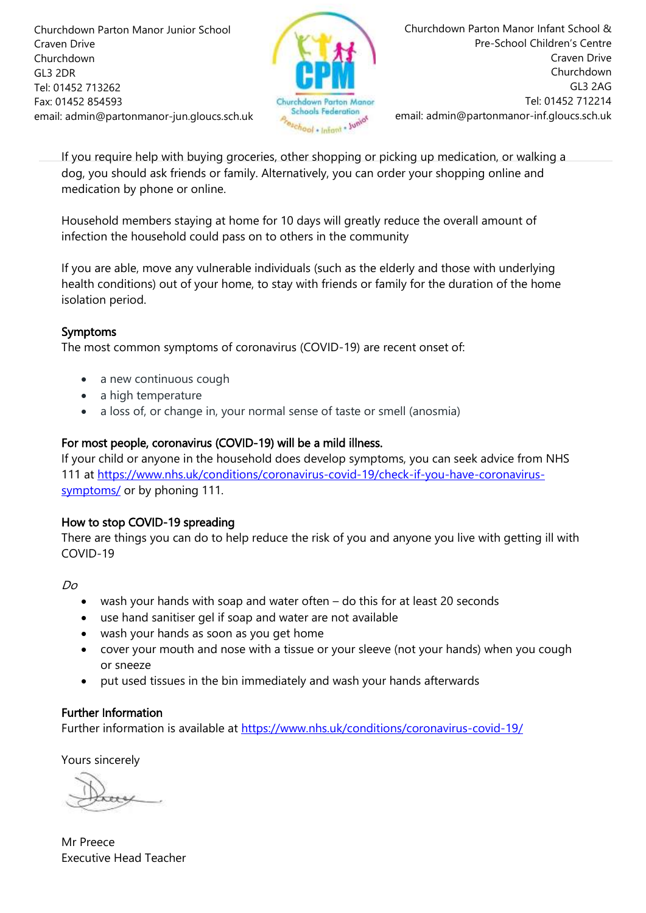If you require help with buying groceries, other shopping or picking up medication, or walking a dog, you should ask friends or family. Alternatively, you can order your shopping online and medication by phone or online.

Household members staying at home for 10 days will greatly reduce the overall amount of infection the household could pass on to others in the community

If you are able, move any vulnerable individuals (such as the elderly and those with underlying health conditions) out of your home, to stay with friends or family for the duration of the home isolation period.

**Symptoms**
The most common symptoms of coronavirus (COVID-19) are recent onset of:

- a new continuous cough
- a high temperature
- a loss of, or change in, your normal sense of taste or smell (anosmia)

**For most people, coronavirus (COVID-19) will be a mild illness.**
If your child or anyone in the household does develop symptoms, you can seek advice from NHS 111 at https://www.nhs.uk/conditions/coronavirus-covid-19/check-if-you-have-coronavirus-symptoms/ or by phoning 111.

**How to stop COVID-19 spreading**
There are things you can do to help reduce the risk of you and anyone you live with getting ill with COVID-19

*Do*

- wash your hands with soap and water often – do this for at least 20 seconds
- use hand sanitiser gel if soap and water are not available
- wash your hands as soon as you get home
- cover your mouth and nose with a tissue or your sleeve (not your hands) when you cough or sneeze
- put used tissues in the bin immediately and wash your hands afterwards

**Further Information**
Further information is available at https://www.nhs.uk/conditions/coronavirus-covid-19/

Yours sincerely

Mr Preece
Executive Head Teacher